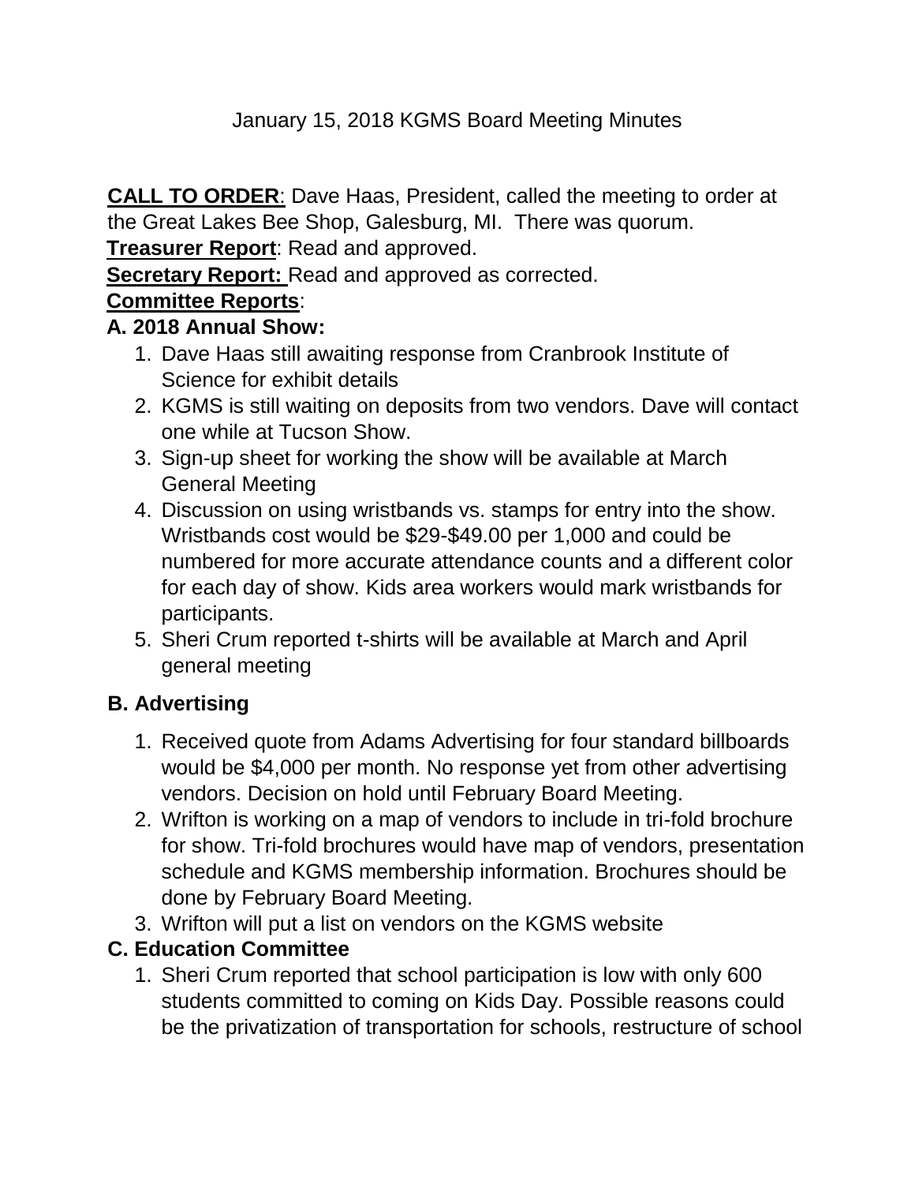# January 15, 2018 KGMS Board Meeting Minutes

**CALL TO ORDER**: Dave Haas, President, called the meeting to order at the Great Lakes Bee Shop, Galesburg, MI. There was quorum.

**Treasurer Report**: Read and approved.

**Secretary Report:** Read and approved as corrected.

**Committee Reports**:

**A. 2018 Annual Show:**

1. Dave Haas still awaiting response from Cranbrook Institute of Science for exhibit details
2. KGMS is still waiting on deposits from two vendors. Dave will contact one while at Tucson Show.
3. Sign-up sheet for working the show will be available at March General Meeting
4. Discussion on using wristbands vs. stamps for entry into the show. Wristbands cost would be $29-$49.00 per 1,000 and could be numbered for more accurate attendance counts and a different color for each day of show. Kids area workers would mark wristbands for participants.
5. Sheri Crum reported t-shirts will be available at March and April general meeting

**B. Advertising**

1. Received quote from Adams Advertising for four standard billboards would be $4,000 per month. No response yet from other advertising vendors. Decision on hold until February Board Meeting.
2. Wrifton is working on a map of vendors to include in tri-fold brochure for show. Tri-fold brochures would have map of vendors, presentation schedule and KGMS membership information. Brochures should be done by February Board Meeting.
3. Wrifton will put a list on vendors on the KGMS website

**C. Education Committee**

1. Sheri Crum reported that school participation is low with only 600 students committed to coming on Kids Day. Possible reasons could be the privatization of transportation for schools, restructure of school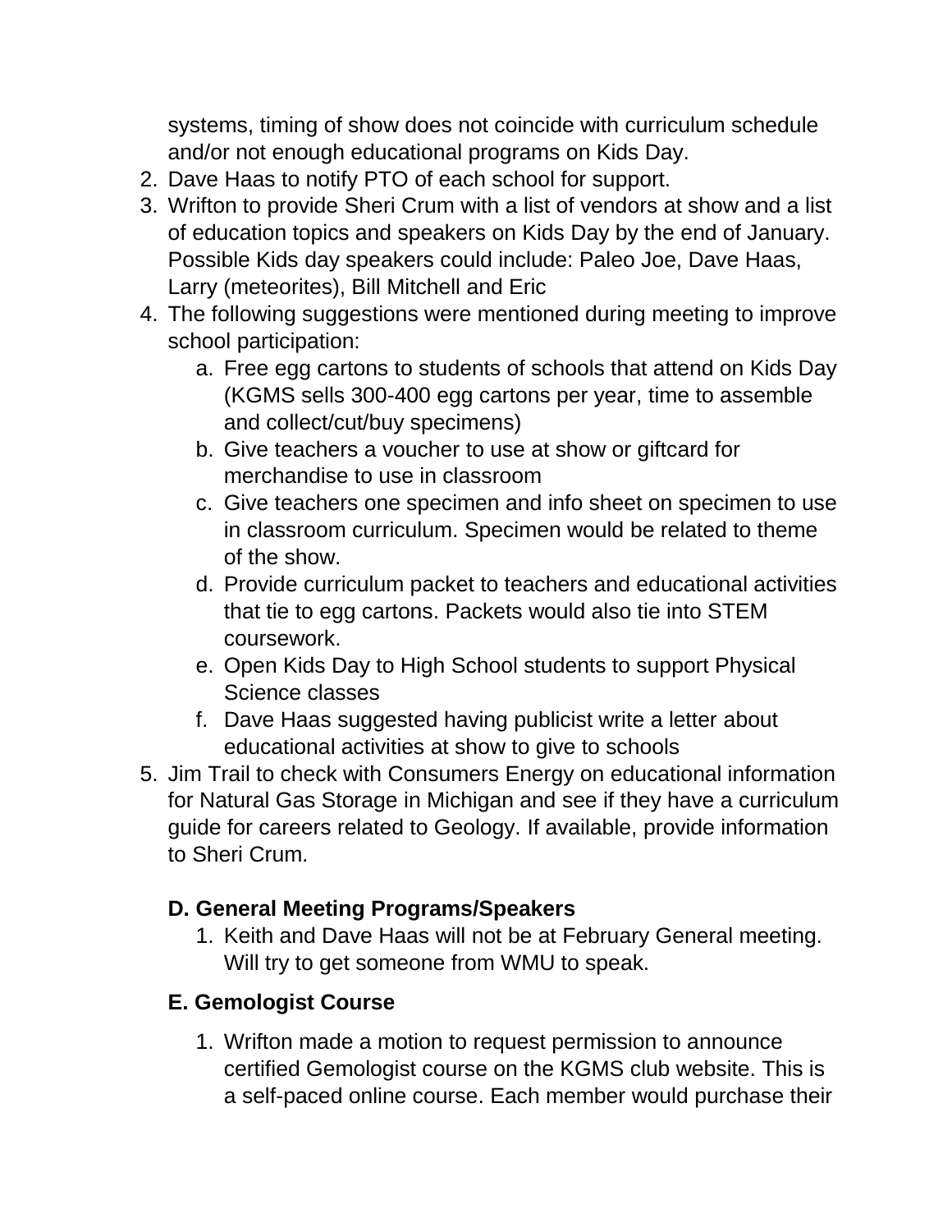systems, timing of show does not coincide with curriculum schedule and/or not enough educational programs on Kids Day.

2. Dave Haas to notify PTO of each school for support.
3. Wrifton to provide Sheri Crum with a list of vendors at show and a list of education topics and speakers on Kids Day by the end of January. Possible Kids day speakers could include: Paleo Joe, Dave Haas, Larry (meteorites), Bill Mitchell and Eric
4. The following suggestions were mentioned during meeting to improve school participation:
   a. Free egg cartons to students of schools that attend on Kids Day (KGMS sells 300-400 egg cartons per year, time to assemble and collect/cut/buy specimens)
   b. Give teachers a voucher to use at show or giftcard for merchandise to use in classroom
   c. Give teachers one specimen and info sheet on specimen to use in classroom curriculum. Specimen would be related to theme of the show.
   d. Provide curriculum packet to teachers and educational activities that tie to egg cartons. Packets would also tie into STEM coursework.
   e. Open Kids Day to High School students to support Physical Science classes
   f. Dave Haas suggested having publicist write a letter about educational activities at show to give to schools
5. Jim Trail to check with Consumers Energy on educational information for Natural Gas Storage in Michigan and see if they have a curriculum guide for careers related to Geology. If available, provide information to Sheri Crum.

### D. General Meeting Programs/Speakers

1. Keith and Dave Haas will not be at February General meeting. Will try to get someone from WMU to speak.

### E. Gemologist Course

1. Wrifton made a motion to request permission to announce certified Gemologist course on the KGMS club website. This is a self-paced online course. Each member would purchase their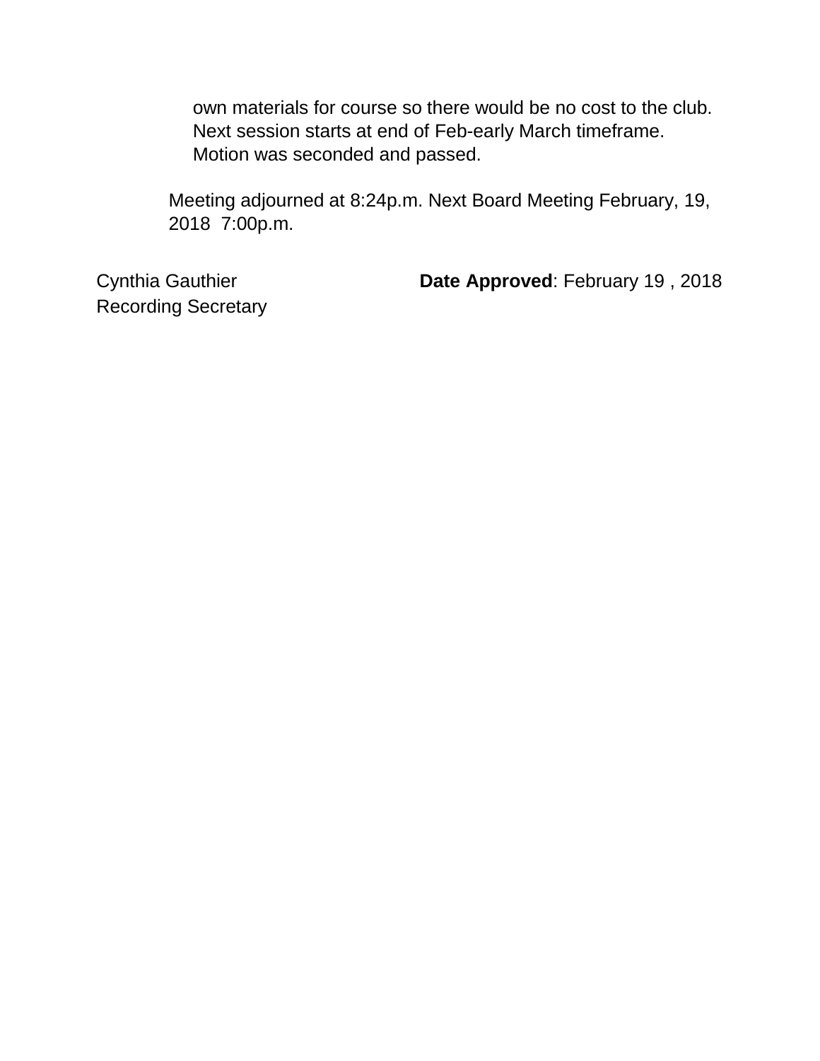own materials for course so there would be no cost to the club. Next session starts at end of Feb-early March timeframe. Motion was seconded and passed.

Meeting adjourned at 8:24p.m. Next Board Meeting February, 19, 2018 7:00p.m.

Cynthia Gauthier
Recording Secretary

**Date Approved**: February 19 , 2018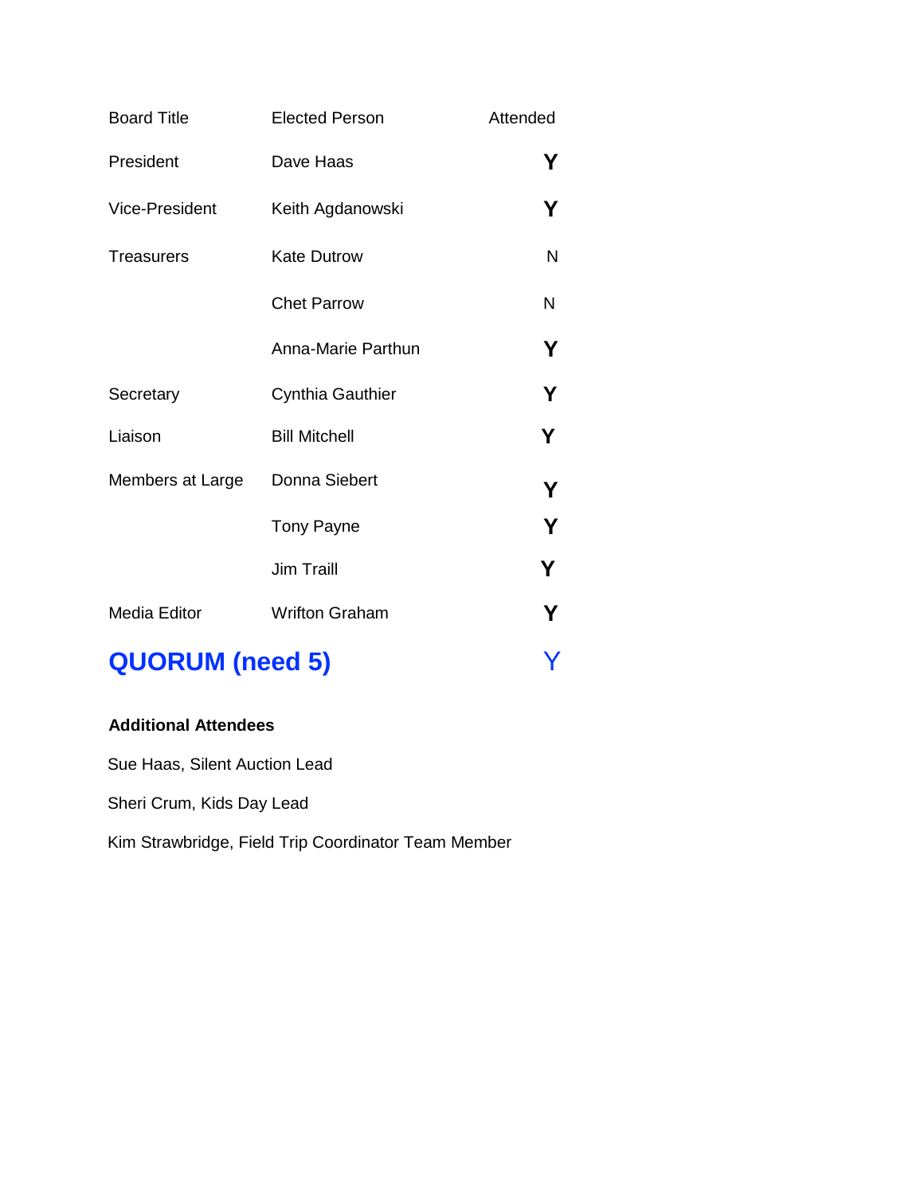| Board Title | Elected Person | Attended |
| --- | --- | --- |
| President | Dave Haas | **Y** |
| Vice-President | Keith Agdanowski | **Y** |
| Treasurers | Kate Dutrow | N |
| | Chet Parrow | N |
| | Anna-Marie Parthun | **Y** |
| Secretary | Cynthia Gauthier | **Y** |
| Liaison | Bill Mitchell | **Y** |
| Members at Large | Donna Siebert | **Y** |
| | Tony Payne | **Y** |
| | Jim Traill | **Y** |
| Media Editor | Wrifton Graham | **Y** |
| **QUORUM (need 5)** | | Y |

**Additional Attendees**

Sue Haas, Silent Auction Lead

Sheri Crum, Kids Day Lead

Kim Strawbridge, Field Trip Coordinator Team Member